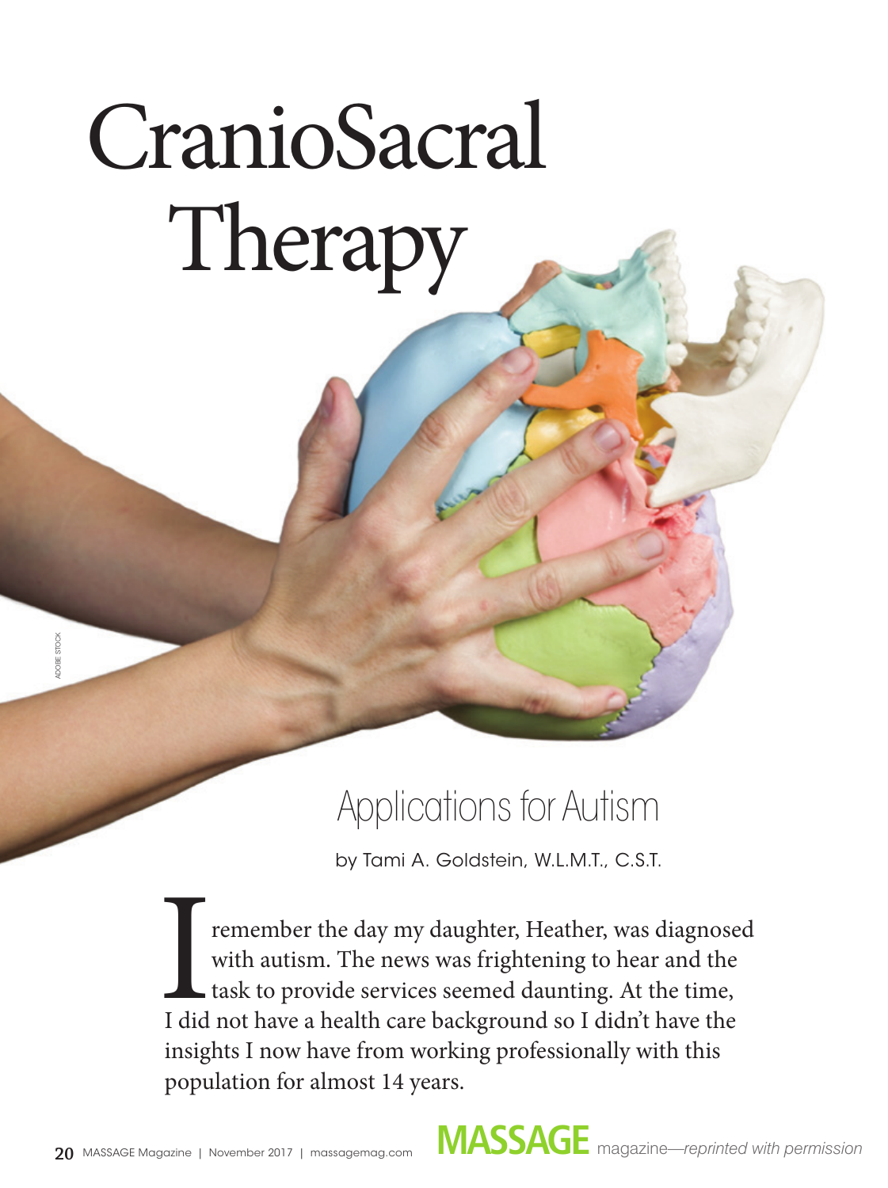# CranioSacral Therapy

## Applications for Autism

by Tami A. Goldstein, W.L.M.T., C.S.T.

I remember the day my daughter, Heather, was diagnosed with autism. The news was frightening to hear and the task to provide services seemed daunting. At the time, I did not have a health care background so I didn't have the insights I now have from working professionally with this population for almost 14 years.

**MASSAGE** magazine—*reprinted with permission*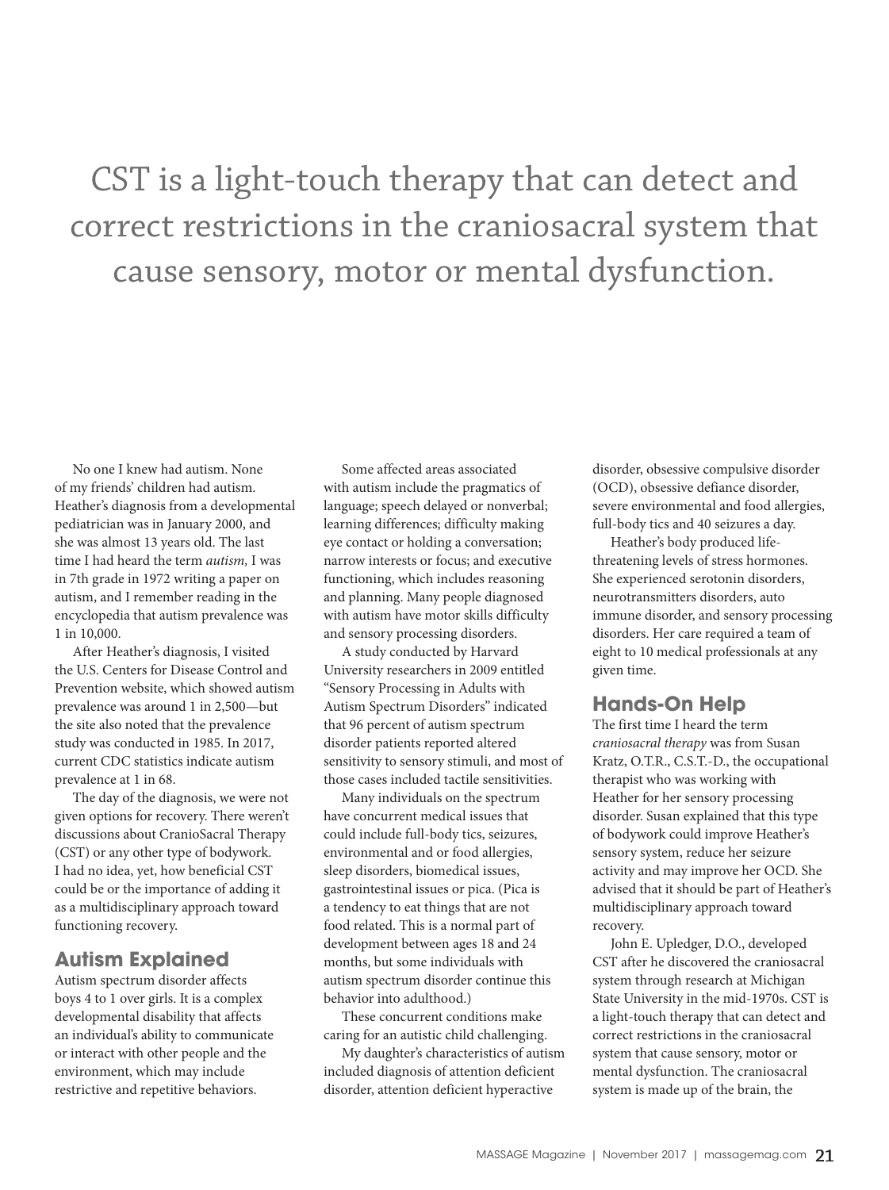CST is a light-touch therapy that can detect and correct restrictions in the craniosacral system that cause sensory, motor or mental dysfunction.

No one I knew had autism. None of my friends' children had autism. Heather's diagnosis from a developmental pediatrician was in January 2000, and she was almost 13 years old. The last time I had heard the term *autism*, I was in 7th grade in 1972 writing a paper on autism, and I remember reading in the encyclopedia that autism prevalence was 1 in 10,000.

After Heather's diagnosis, I visited the U.S. Centers for Disease Control and Prevention website, which showed autism prevalence was around 1 in 2,500—but the site also noted that the prevalence study was conducted in 1985. In 2017, current CDC statistics indicate autism prevalence at 1 in 68.

The day of the diagnosis, we were not given options for recovery. There weren't discussions about CranioSacral Therapy (CST) or any other type of bodywork. I had no idea, yet, how beneficial CST could be or the importance of adding it as a multidisciplinary approach toward functioning recovery.

## Autism Explained

Autism spectrum disorder affects boys 4 to 1 over girls. It is a complex developmental disability that affects an individual's ability to communicate or interact with other people and the environment, which may include restrictive and repetitive behaviors.

Some affected areas associated with autism include the pragmatics of language; speech delayed or nonverbal; learning differences; difficulty making eye contact or holding a conversation; narrow interests or focus; and executive functioning, which includes reasoning and planning. Many people diagnosed with autism have motor skills difficulty and sensory processing disorders.

A study conducted by Harvard University researchers in 2009 entitled "Sensory Processing in Adults with Autism Spectrum Disorders" indicated that 96 percent of autism spectrum disorder patients reported altered sensitivity to sensory stimuli, and most of those cases included tactile sensitivities.

Many individuals on the spectrum have concurrent medical issues that could include full-body tics, seizures, environmental and or food allergies, sleep disorders, biomedical issues, gastrointestinal issues or pica. (Pica is a tendency to eat things that are not food related. This is a normal part of development between ages 18 and 24 months, but some individuals with autism spectrum disorder continue this behavior into adulthood.)

These concurrent conditions make caring for an autistic child challenging.

My daughter's characteristics of autism included diagnosis of attention deficient disorder, attention deficient hyperactive disorder, obsessive compulsive disorder (OCD), obsessive defiance disorder, severe environmental and food allergies, full-body tics and 40 seizures a day.

Heather's body produced life-threatening levels of stress hormones. She experienced serotonin disorders, neurotransmitters disorders, auto immune disorder, and sensory processing disorders. Her care required a team of eight to 10 medical professionals at any given time.

## Hands-On Help

The first time I heard the term *craniosacral therapy* was from Susan Kratz, O.T.R., C.S.T.-D., the occupational therapist who was working with Heather for her sensory processing disorder. Susan explained that this type of bodywork could improve Heather's sensory system, reduce her seizure activity and may improve her OCD. She advised that it should be part of Heather's multidisciplinary approach toward recovery.

John E. Upledger, D.O., developed CST after he discovered the craniosacral system through research at Michigan State University in the mid-1970s. CST is a light-touch therapy that can detect and correct restrictions in the craniosacral system that cause sensory, motor or mental dysfunction. The craniosacral system is made up of the brain, the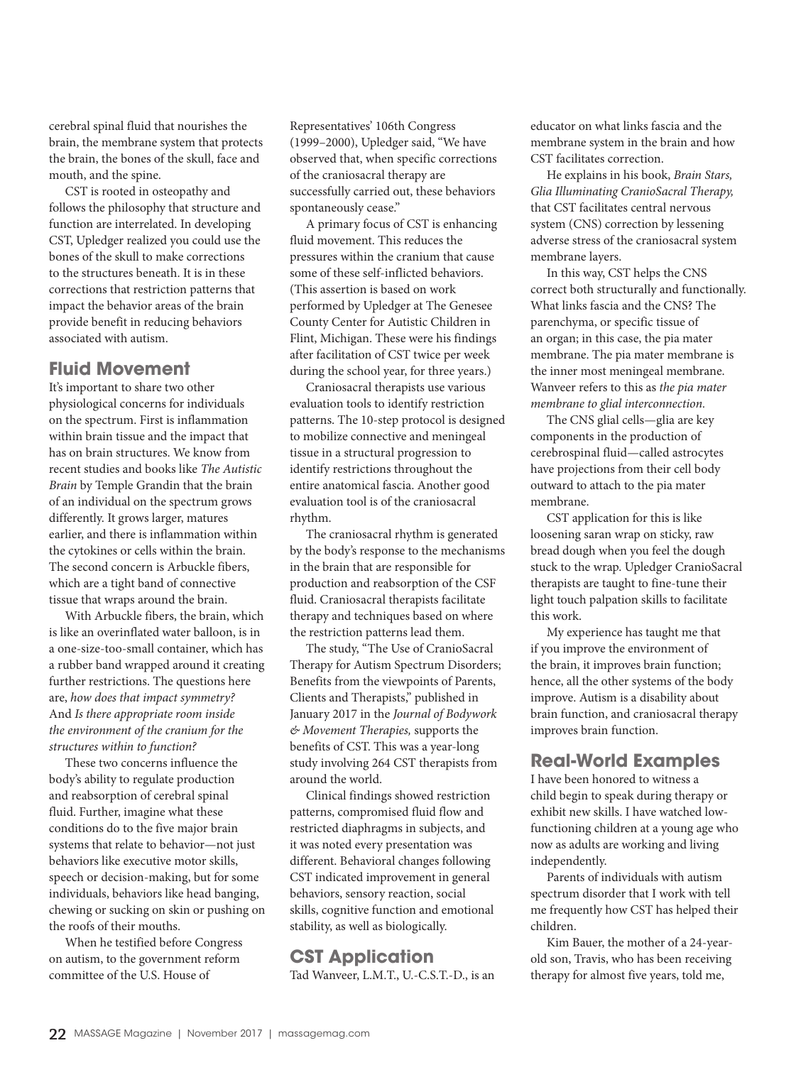cerebral spinal fluid that nourishes the brain, the membrane system that protects the brain, the bones of the skull, face and mouth, and the spine.

CST is rooted in osteopathy and follows the philosophy that structure and function are interrelated. In developing CST, Upledger realized you could use the bones of the skull to make corrections to the structures beneath. It is in these corrections that restriction patterns that impact the behavior areas of the brain provide benefit in reducing behaviors associated with autism.

## Fluid Movement

It's important to share two other physiological concerns for individuals on the spectrum. First is inflammation within brain tissue and the impact that has on brain structures. We know from recent studies and books like *The Autistic Brain* by Temple Grandin that the brain of an individual on the spectrum grows differently. It grows larger, matures earlier, and there is inflammation within the cytokines or cells within the brain. The second concern is Arbuckle fibers, which are a tight band of connective tissue that wraps around the brain.

With Arbuckle fibers, the brain, which is like an overinflated water balloon, is in a one-size-too-small container, which has a rubber band wrapped around it creating further restrictions. The questions here are, *how does that impact symmetry?* And *Is there appropriate room inside the environment of the cranium for the structures within to function?*

These two concerns influence the body's ability to regulate production and reabsorption of cerebral spinal fluid. Further, imagine what these conditions do to the five major brain systems that relate to behavior—not just behaviors like executive motor skills, speech or decision-making, but for some individuals, behaviors like head banging, chewing or sucking on skin or pushing on the roofs of their mouths.

When he testified before Congress on autism, to the government reform committee of the U.S. House of Representatives' 106th Congress (1999–2000), Upledger said, "We have observed that, when specific corrections of the craniosacral therapy are successfully carried out, these behaviors spontaneously cease."

A primary focus of CST is enhancing fluid movement. This reduces the pressures within the cranium that cause some of these self-inflicted behaviors. (This assertion is based on work performed by Upledger at The Genesee County Center for Autistic Children in Flint, Michigan. These were his findings after facilitation of CST twice per week during the school year, for three years.)

Craniosacral therapists use various evaluation tools to identify restriction patterns. The 10-step protocol is designed to mobilize connective and meningeal tissue in a structural progression to identify restrictions throughout the entire anatomical fascia. Another good evaluation tool is of the craniosacral rhythm.

The craniosacral rhythm is generated by the body's response to the mechanisms in the brain that are responsible for production and reabsorption of the CSF fluid. Craniosacral therapists facilitate therapy and techniques based on where the restriction patterns lead them.

The study, "The Use of CranioSacral Therapy for Autism Spectrum Disorders; Benefits from the viewpoints of Parents, Clients and Therapists," published in January 2017 in the *Journal of Bodywork & Movement Therapies,* supports the benefits of CST. This was a year-long study involving 264 CST therapists from around the world.

Clinical findings showed restriction patterns, compromised fluid flow and restricted diaphragms in subjects, and it was noted every presentation was different. Behavioral changes following CST indicated improvement in general behaviors, sensory reaction, social skills, cognitive function and emotional stability, as well as biologically.

## CST Application

Tad Wanveer, L.M.T., U.-C.S.T.-D., is an educator on what links fascia and the membrane system in the brain and how CST facilitates correction.

He explains in his book, *Brain Stars, Glia Illuminating CranioSacral Therapy,* that CST facilitates central nervous system (CNS) correction by lessening adverse stress of the craniosacral system membrane layers.

In this way, CST helps the CNS correct both structurally and functionally. What links fascia and the CNS? The parenchyma, or specific tissue of an organ; in this case, the pia mater membrane. The pia mater membrane is the inner most meningeal membrane. Wanveer refers to this as *the pia mater membrane to glial interconnection.*

The CNS glial cells—glia are key components in the production of cerebrospinal fluid—called astrocytes have projections from their cell body outward to attach to the pia mater membrane.

CST application for this is like loosening saran wrap on sticky, raw bread dough when you feel the dough stuck to the wrap. Upledger CranioSacral therapists are taught to fine-tune their light touch palpation skills to facilitate this work.

My experience has taught me that if you improve the environment of the brain, it improves brain function; hence, all the other systems of the body improve. Autism is a disability about brain function, and craniosacral therapy improves brain function.

## Real-World Examples

I have been honored to witness a child begin to speak during therapy or exhibit new skills. I have watched low-functioning children at a young age who now as adults are working and living independently.

Parents of individuals with autism spectrum disorder that I work with tell me frequently how CST has helped their children.

Kim Bauer, the mother of a 24-year-old son, Travis, who has been receiving therapy for almost five years, told me,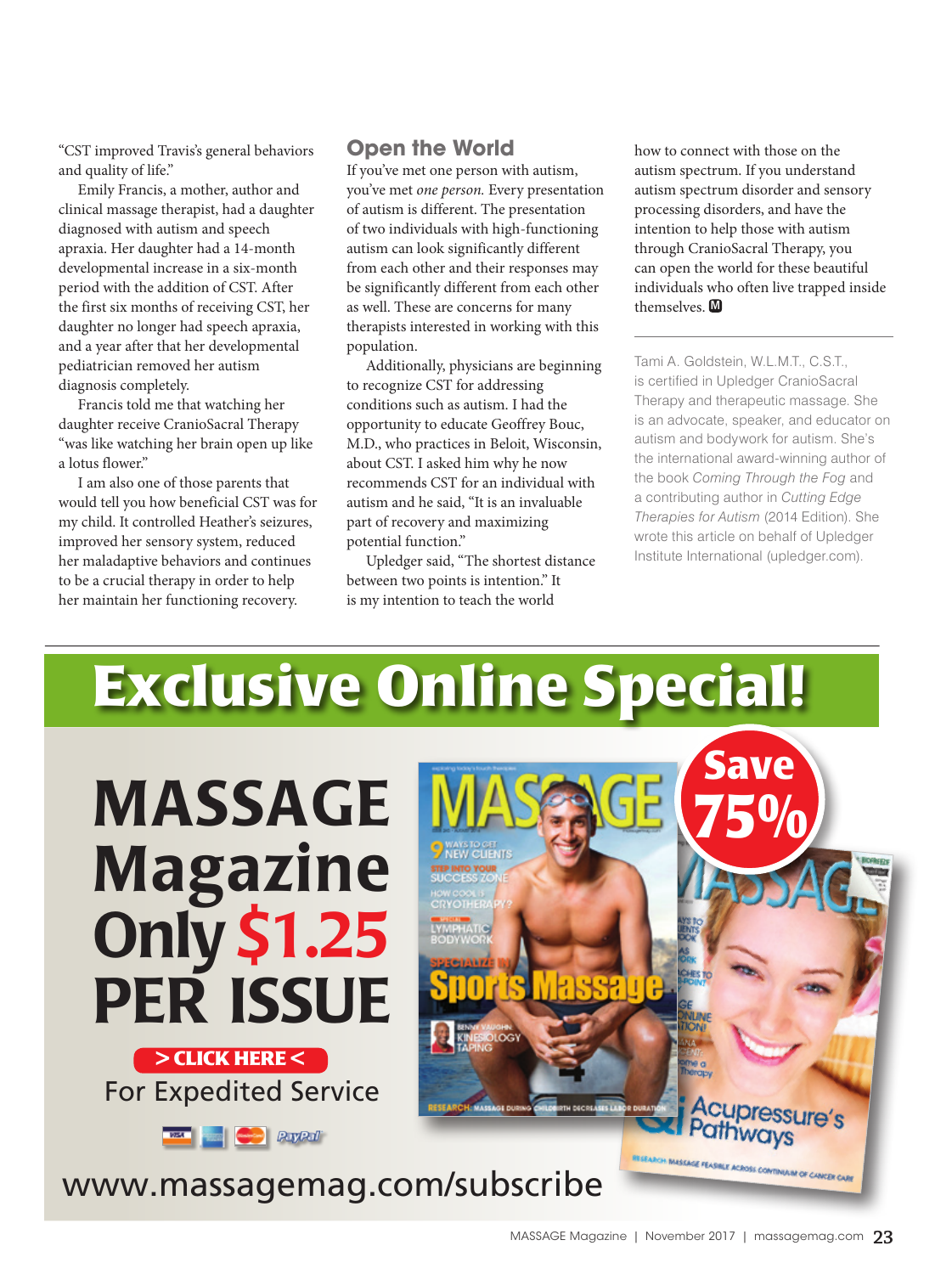"CST improved Travis's general behaviors and quality of life."

Emily Francis, a mother, author and clinical massage therapist, had a daughter diagnosed with autism and speech apraxia. Her daughter had a 14-month developmental increase in a six-month period with the addition of CST. After the first six months of receiving CST, her daughter no longer had speech apraxia, and a year after that her developmental pediatrician removed her autism diagnosis completely.

Francis told me that watching her daughter receive CranioSacral Therapy "was like watching her brain open up like a lotus flower."

I am also one of those parents that would tell you how beneficial CST was for my child. It controlled Heather's seizures, improved her sensory system, reduced her maladaptive behaviors and continues to be a crucial therapy in order to help her maintain her functioning recovery.

## Open the World

If you've met one person with autism, you've met *one person.* Every presentation of autism is different. The presentation of two individuals with high-functioning autism can look significantly different from each other and their responses may be significantly different from each other as well. These are concerns for many therapists interested in working with this population.

Additionally, physicians are beginning to recognize CST for addressing conditions such as autism. I had the opportunity to educate Geoffrey Bouc, M.D., who practices in Beloit, Wisconsin, about CST. I asked him why he now recommends CST for an individual with autism and he said, "It is an invaluable part of recovery and maximizing potential function."

Upledger said, "The shortest distance between two points is intention." It is my intention to teach the world how to connect with those on the autism spectrum. If you understand autism spectrum disorder and sensory processing disorders, and have the intention to help those with autism through CranioSacral Therapy, you can open the world for these beautiful individuals who often live trapped inside themselves.

---

Tami A. Goldstein, W.L.M.T., C.S.T., is certified in Upledger CranioSacral Therapy and therapeutic massage. She is an advocate, speaker, and educator on autism and bodywork for autism. She's the international award-winning author of the book *Coming Through the Fog* and a contributing author in *Cutting Edge Therapies for Autism* (2014 Edition). She wrote this article on behalf of Upledger Institute International (upledger.com).

---

# Exclusive Online Special!

**MASSAGE Magazine Only $1.25 PER ISSUE**

Save 75%

> CLICK HERE <

For Expedited Service

www.massagemag.com/subscribe